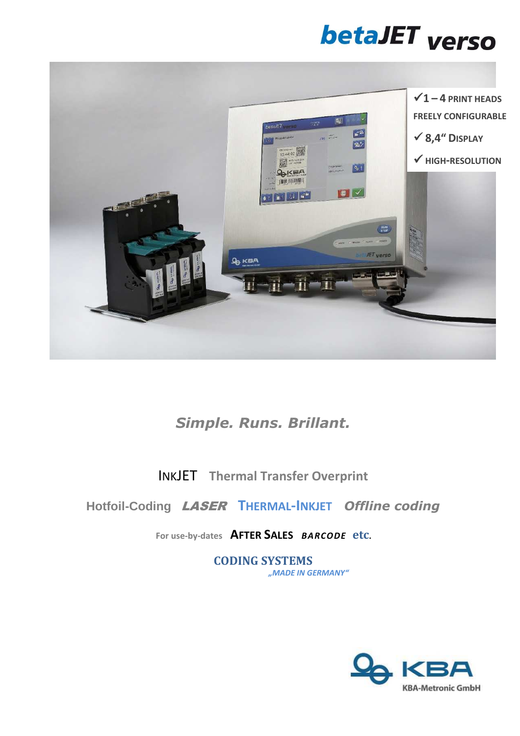# betaJET verso

- ✓ 1 – 4 PRINT HEADS FREELY CONFIGURABLE
- ✓ 8,4" DISPLAY
- ✓ HIGH-RESOLUTION

*Simple. Runs. Brillant.*

INKJET Thermal Transfer Overprint

Hotfoil-Coding ***LASER*** THERMAL-INKJET ***Offline coding***

For use-by-dates **AFTER SALES** ***BARCODE*** **etc.**

**CODING SYSTEMS**

*„MADE IN GERMANY"*

KBA

KBA-Metronic GmbH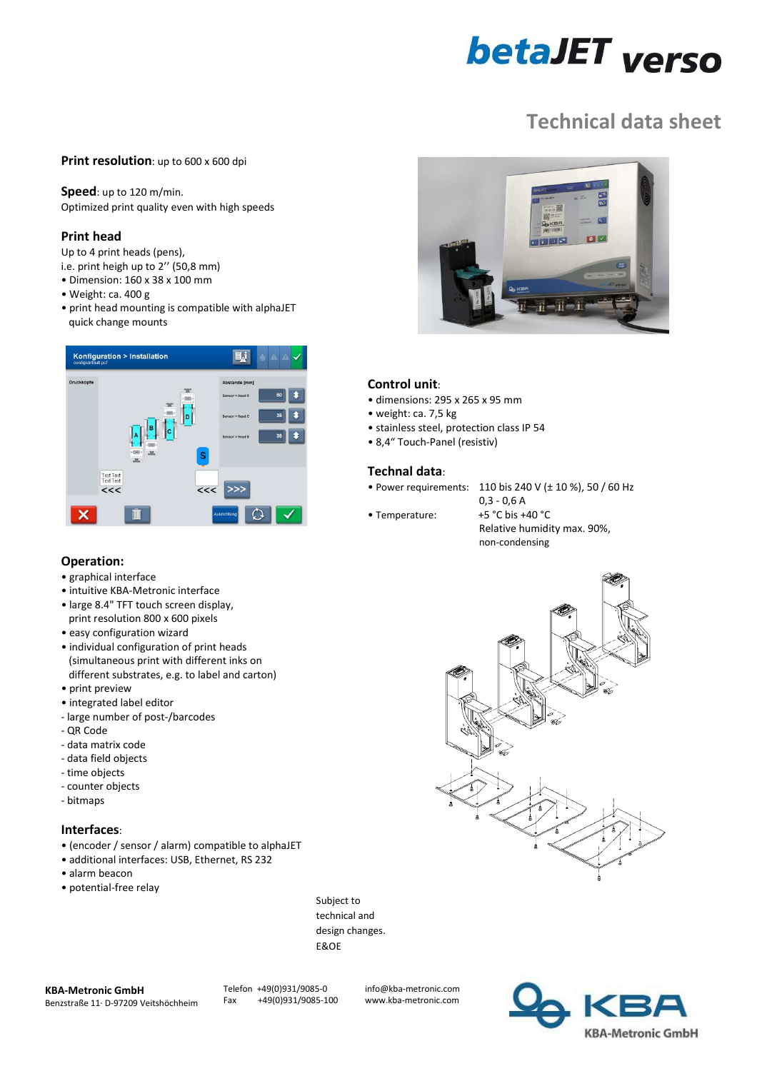# betaJET verso

## Technical data sheet

**Print resolution**: up to 600 x 600 dpi

**Speed**: up to 120 m/min.
Optimized print quality even with high speeds

### Print head

Up to 4 print heads (pens),
i.e. print heigh up to 2'' (50,8 mm)

- Dimension: 160 x 38 x 100 mm
- Weight: ca. 400 g
- print head mounting is compatible with alphaJET quick change mounts

### Control unit:

- dimensions: 295 x 265 x 95 mm
- weight: ca. 7,5 kg
- stainless steel, protection class IP 54
- 8,4" Touch-Panel (resistiv)

### Technal data:

- Power requirements: 110 bis 240 V (± 10 %), 50 / 60 Hz
  0,3 - 0,6 A
- Temperature: +5 °C bis +40 °C
  Relative humidity max. 90%,
  non-condensing

### Operation:

- graphical interface
- intuitive KBA-Metronic interface
- large 8.4" TFT touch screen display, print resolution 800 x 600 pixels
- easy configuration wizard
- individual configuration of print heads (simultaneous print with different inks on different substrates, e.g. to label and carton)
- print preview
- integrated label editor
- large number of post-/barcodes
- QR Code
- data matrix code
- data field objects
- time objects
- counter objects
- bitmaps

### Interfaces:

- (encoder / sensor / alarm) compatible to alphaJET
- additional interfaces: USB, Ethernet, RS 232
- alarm beacon
- potential-free relay

Subject to technical and design changes.
E&OE

**KBA-Metronic GmbH**
Benzstraße 11· D-97209 Veitshöchheim

Telefon +49(0)931/9085-0
Fax +49(0)931/9085-100

info@kba-metronic.com
www.kba-metronic.com

KBA
KBA-Metronic GmbH